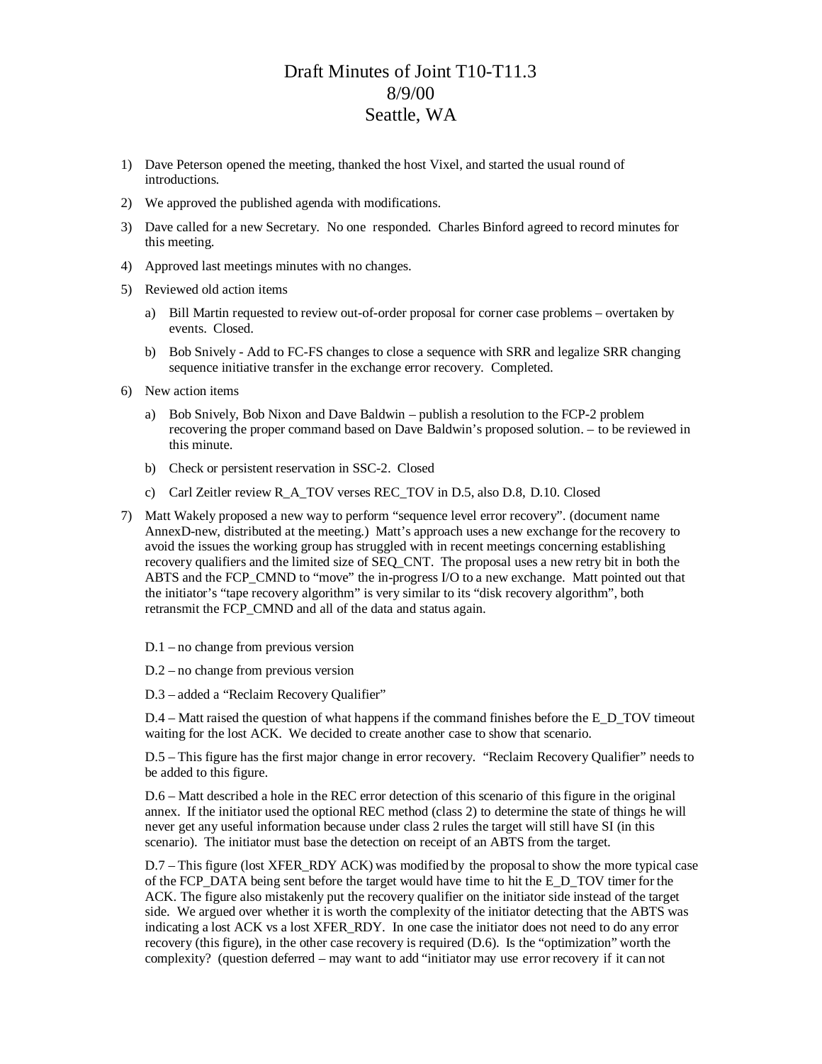# Draft Minutes of Joint T10-T11.3
# 8/9/00
# Seattle, WA

1) Dave Peterson opened the meeting, thanked the host Vixel, and started the usual round of introductions.

2) We approved the published agenda with modifications.

3) Dave called for a new Secretary. No one responded. Charles Binford agreed to record minutes for this meeting.

4) Approved last meetings minutes with no changes.

5) Reviewed old action items

   a) Bill Martin requested to review out-of-order proposal for corner case problems – overtaken by events. Closed.

   b) Bob Snively - Add to FC-FS changes to close a sequence with SRR and legalize SRR changing sequence initiative transfer in the exchange error recovery. Completed.

6) New action items

   a) Bob Snively, Bob Nixon and Dave Baldwin – publish a resolution to the FCP-2 problem recovering the proper command based on Dave Baldwin's proposed solution. – to be reviewed in this minute.

   b) Check or persistent reservation in SSC-2. Closed

   c) Carl Zeitler review R_A_TOV verses REC_TOV in D.5, also D.8, D.10. Closed

7) Matt Wakely proposed a new way to perform "sequence level error recovery". (document name AnnexD-new, distributed at the meeting.) Matt's approach uses a new exchange for the recovery to avoid the issues the working group has struggled with in recent meetings concerning establishing recovery qualifiers and the limited size of SEQ_CNT. The proposal uses a new retry bit in both the ABTS and the FCP_CMND to "move" the in-progress I/O to a new exchange. Matt pointed out that the initiator's "tape recovery algorithm" is very similar to its "disk recovery algorithm", both retransmit the FCP_CMND and all of the data and status again.

   D.1 – no change from previous version

   D.2 – no change from previous version

   D.3 – added a "Reclaim Recovery Qualifier"

   D.4 – Matt raised the question of what happens if the command finishes before the E_D_TOV timeout waiting for the lost ACK. We decided to create another case to show that scenario.

   D.5 – This figure has the first major change in error recovery. "Reclaim Recovery Qualifier" needs to be added to this figure.

   D.6 – Matt described a hole in the REC error detection of this scenario of this figure in the original annex. If the initiator used the optional REC method (class 2) to determine the state of things he will never get any useful information because under class 2 rules the target will still have SI (in this scenario). The initiator must base the detection on receipt of an ABTS from the target.

   D.7 – This figure (lost XFER_RDY ACK) was modified by the proposal to show the more typical case of the FCP_DATA being sent before the target would have time to hit the E_D_TOV timer for the ACK. The figure also mistakenly put the recovery qualifier on the initiator side instead of the target side. We argued over whether it is worth the complexity of the initiator detecting that the ABTS was indicating a lost ACK vs a lost XFER_RDY. In one case the initiator does not need to do any error recovery (this figure), in the other case recovery is required (D.6). Is the "optimization" worth the complexity? (question deferred – may want to add "initiator may use error recovery if it can not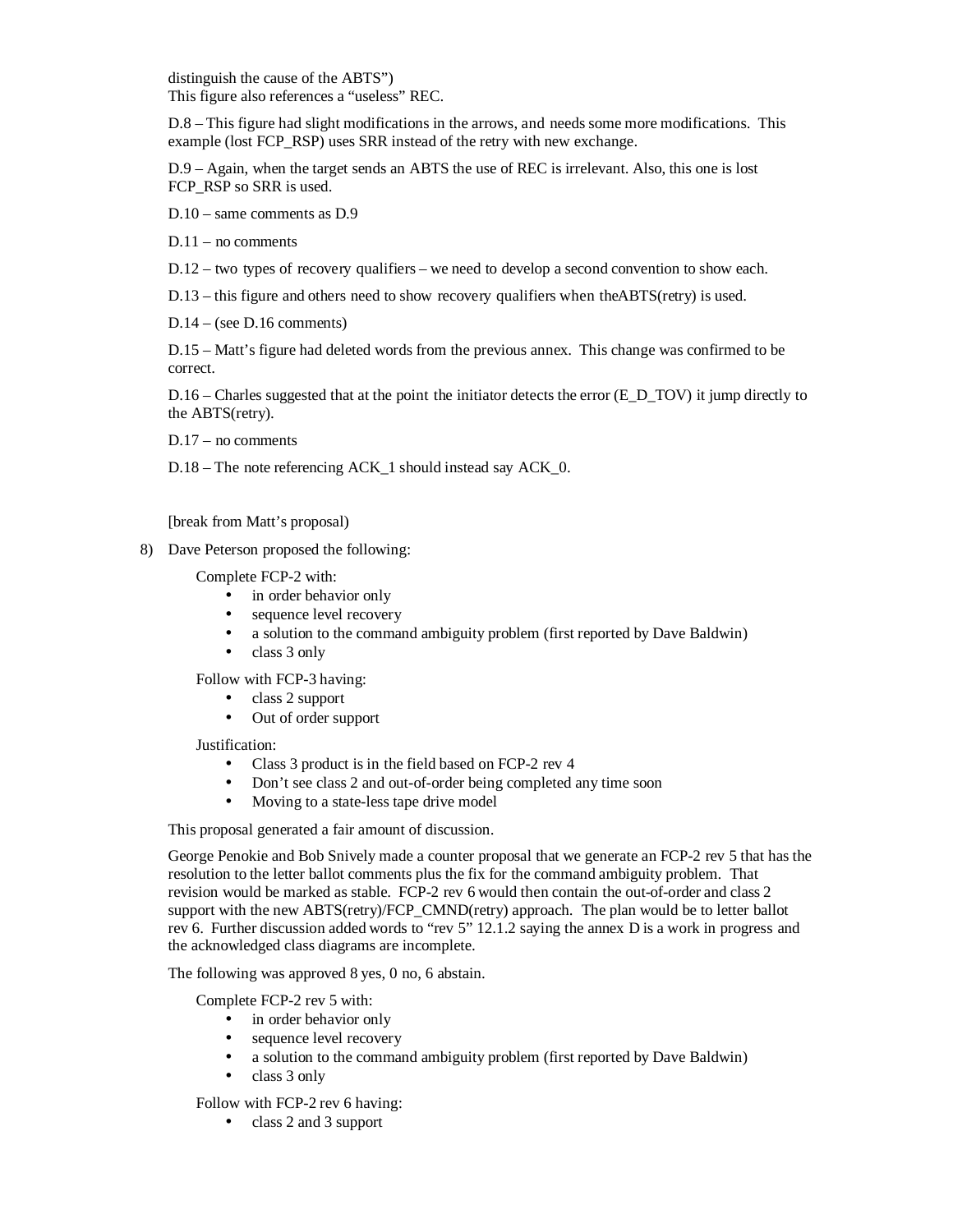distinguish the cause of the ABTS")
This figure also references a "useless" REC.

D.8 – This figure had slight modifications in the arrows, and needs some more modifications. This example (lost FCP_RSP) uses SRR instead of the retry with new exchange.

D.9 – Again, when the target sends an ABTS the use of REC is irrelevant. Also, this one is lost FCP_RSP so SRR is used.

D.10 – same comments as D.9

D.11 – no comments

D.12 – two types of recovery qualifiers – we need to develop a second convention to show each.

D.13 – this figure and others need to show recovery qualifiers when theABTS(retry) is used.

D.14 – (see D.16 comments)

D.15 – Matt's figure had deleted words from the previous annex. This change was confirmed to be correct.

D.16 – Charles suggested that at the point the initiator detects the error (E_D_TOV) it jump directly to the ABTS(retry).

D.17 – no comments

D.18 – The note referencing ACK_1 should instead say ACK_0.

[break from Matt's proposal)

8) Dave Peterson proposed the following:

   Complete FCP-2 with:
   - in order behavior only
   - sequence level recovery
   - a solution to the command ambiguity problem (first reported by Dave Baldwin)
   - class 3 only

   Follow with FCP-3 having:
   - class 2 support
   - Out of order support

   Justification:
   - Class 3 product is in the field based on FCP-2 rev 4
   - Don't see class 2 and out-of-order being completed any time soon
   - Moving to a state-less tape drive model

   This proposal generated a fair amount of discussion.

   George Penokie and Bob Snively made a counter proposal that we generate an FCP-2 rev 5 that has the resolution to the letter ballot comments plus the fix for the command ambiguity problem. That revision would be marked as stable. FCP-2 rev 6 would then contain the out-of-order and class 2 support with the new ABTS(retry)/FCP_CMND(retry) approach. The plan would be to letter ballot rev 6. Further discussion added words to "rev 5" 12.1.2 saying the annex D is a work in progress and the acknowledged class diagrams are incomplete.

   The following was approved 8 yes, 0 no, 6 abstain.

   Complete FCP-2 rev 5 with:
   - in order behavior only
   - sequence level recovery
   - a solution to the command ambiguity problem (first reported by Dave Baldwin)
   - class 3 only

   Follow with FCP-2 rev 6 having:
   - class 2 and 3 support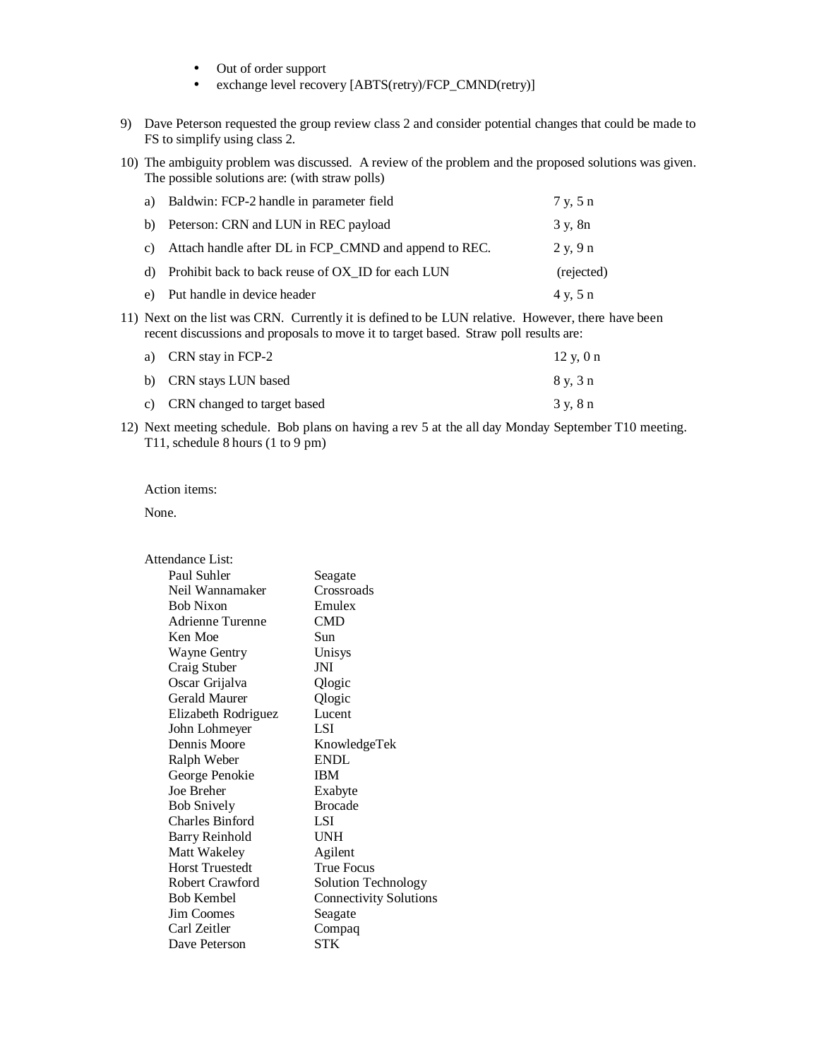- Out of order support
- exchange level recovery [ABTS(retry)/FCP_CMND(retry)]

9) Dave Peterson requested the group review class 2 and consider potential changes that could be made to FS to simplify using class 2.

10) The ambiguity problem was discussed. A review of the problem and the proposed solutions was given. The possible solutions are: (with straw polls)

    a) Baldwin: FCP-2 handle in parameter field 7 y, 5 n

    b) Peterson: CRN and LUN in REC payload 3 y, 8n

    c) Attach handle after DL in FCP_CMND and append to REC. 2 y, 9 n

    d) Prohibit back to back reuse of OX_ID for each LUN (rejected)

    e) Put handle in device header 4 y, 5 n

11) Next on the list was CRN. Currently it is defined to be LUN relative. However, there have been recent discussions and proposals to move it to target based. Straw poll results are:

    a) CRN stay in FCP-2 12 y, 0 n

    b) CRN stays LUN based 8 y, 3 n

    c) CRN changed to target based 3 y, 8 n

12) Next meeting schedule. Bob plans on having a rev 5 at the all day Monday September T10 meeting. T11, schedule 8 hours (1 to 9 pm)

Action items:

None.

Attendance List:

| | |
|---|---|
| Paul Suhler | Seagate |
| Neil Wannamaker | Crossroads |
| Bob Nixon | Emulex |
| Adrienne Turenne | CMD |
| Ken Moe | Sun |
| Wayne Gentry | Unisys |
| Craig Stuber | JNI |
| Oscar Grijalva | Qlogic |
| Gerald Maurer | Qlogic |
| Elizabeth Rodriguez | Lucent |
| John Lohmeyer | LSI |
| Dennis Moore | KnowledgeTek |
| Ralph Weber | ENDL |
| George Penokie | IBM |
| Joe Breher | Exabyte |
| Bob Snively | Brocade |
| Charles Binford | LSI |
| Barry Reinhold | UNH |
| Matt Wakeley | Agilent |
| Horst Truestedt | True Focus |
| Robert Crawford | Solution Technology |
| Bob Kembel | Connectivity Solutions |
| Jim Coomes | Seagate |
| Carl Zeitler | Compaq |
| Dave Peterson | STK |